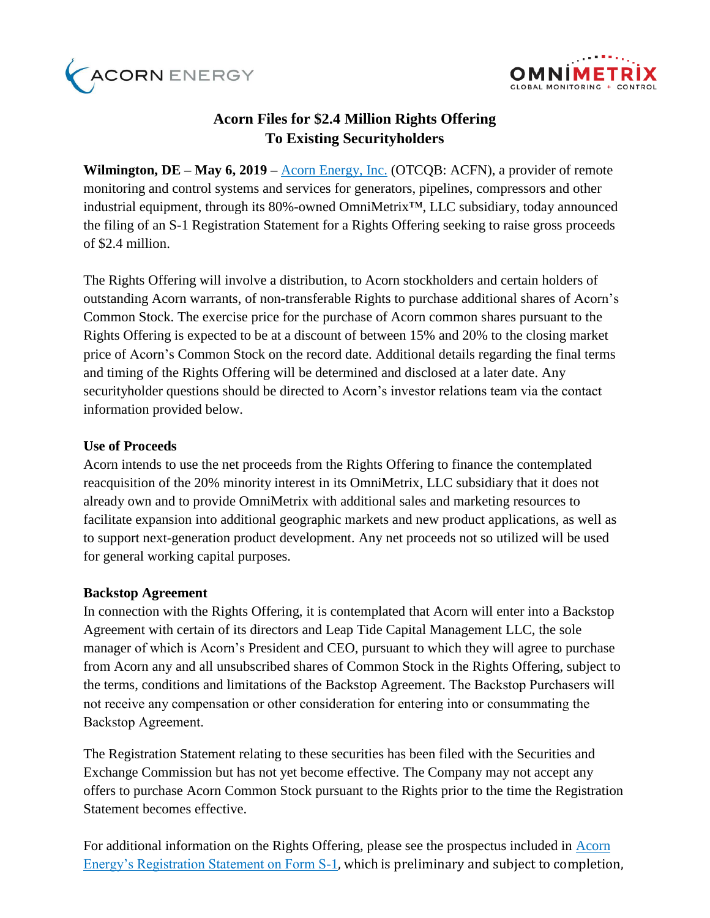# Acorn Files for $2.4 Million Rights Offering To Existing Securityholders

**Wilmington, DE – May 6, 2019 –** Acorn Energy, Inc. (OTCQB: ACFN), a provider of remote monitoring and control systems and services for generators, pipelines, compressors and other industrial equipment, through its 80%-owned OmniMetrix™, LLC subsidiary, today announced the filing of an S-1 Registration Statement for a Rights Offering seeking to raise gross proceeds of $2.4 million.

The Rights Offering will involve a distribution, to Acorn stockholders and certain holders of outstanding Acorn warrants, of non-transferable Rights to purchase additional shares of Acorn's Common Stock. The exercise price for the purchase of Acorn common shares pursuant to the Rights Offering is expected to be at a discount of between 15% and 20% to the closing market price of Acorn's Common Stock on the record date. Additional details regarding the final terms and timing of the Rights Offering will be determined and disclosed at a later date. Any securityholder questions should be directed to Acorn's investor relations team via the contact information provided below.

**Use of Proceeds**

Acorn intends to use the net proceeds from the Rights Offering to finance the contemplated reacquisition of the 20% minority interest in its OmniMetrix, LLC subsidiary that it does not already own and to provide OmniMetrix with additional sales and marketing resources to facilitate expansion into additional geographic markets and new product applications, as well as to support next-generation product development. Any net proceeds not so utilized will be used for general working capital purposes.

**Backstop Agreement**

In connection with the Rights Offering, it is contemplated that Acorn will enter into a Backstop Agreement with certain of its directors and Leap Tide Capital Management LLC, the sole manager of which is Acorn's President and CEO, pursuant to which they will agree to purchase from Acorn any and all unsubscribed shares of Common Stock in the Rights Offering, subject to the terms, conditions and limitations of the Backstop Agreement. The Backstop Purchasers will not receive any compensation or other consideration for entering into or consummating the Backstop Agreement.

The Registration Statement relating to these securities has been filed with the Securities and Exchange Commission but has not yet become effective. The Company may not accept any offers to purchase Acorn Common Stock pursuant to the Rights prior to the time the Registration Statement becomes effective.

For additional information on the Rights Offering, please see the prospectus included in Acorn Energy's Registration Statement on Form S-1, which is preliminary and subject to completion,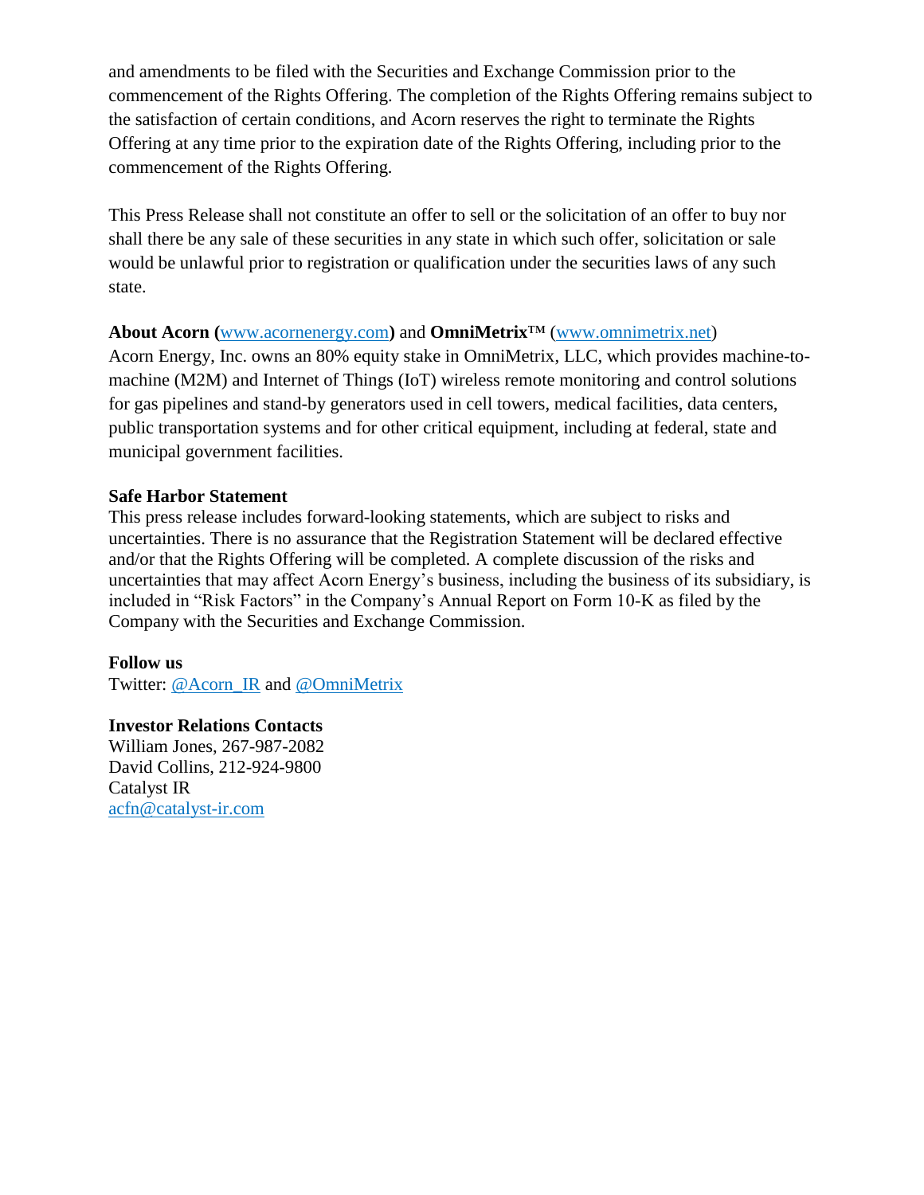and amendments to be filed with the Securities and Exchange Commission prior to the commencement of the Rights Offering. The completion of the Rights Offering remains subject to the satisfaction of certain conditions, and Acorn reserves the right to terminate the Rights Offering at any time prior to the expiration date of the Rights Offering, including prior to the commencement of the Rights Offering.

This Press Release shall not constitute an offer to sell or the solicitation of an offer to buy nor shall there be any sale of these securities in any state in which such offer, solicitation or sale would be unlawful prior to registration or qualification under the securities laws of any such state.

**About Acorn (**www.acornenergy.com**)** and **OmniMetrix**™ (www.omnimetrix.net)
Acorn Energy, Inc. owns an 80% equity stake in OmniMetrix, LLC, which provides machine-to-machine (M2M) and Internet of Things (IoT) wireless remote monitoring and control solutions for gas pipelines and stand-by generators used in cell towers, medical facilities, data centers, public transportation systems and for other critical equipment, including at federal, state and municipal government facilities.

**Safe Harbor Statement**
This press release includes forward-looking statements, which are subject to risks and uncertainties. There is no assurance that the Registration Statement will be declared effective and/or that the Rights Offering will be completed. A complete discussion of the risks and uncertainties that may affect Acorn Energy's business, including the business of its subsidiary, is included in "Risk Factors" in the Company's Annual Report on Form 10-K as filed by the Company with the Securities and Exchange Commission.

**Follow us**
Twitter: @Acorn_IR and @OmniMetrix

**Investor Relations Contacts**
William Jones, 267-987-2082
David Collins, 212-924-9800
Catalyst IR
acfn@catalyst-ir.com